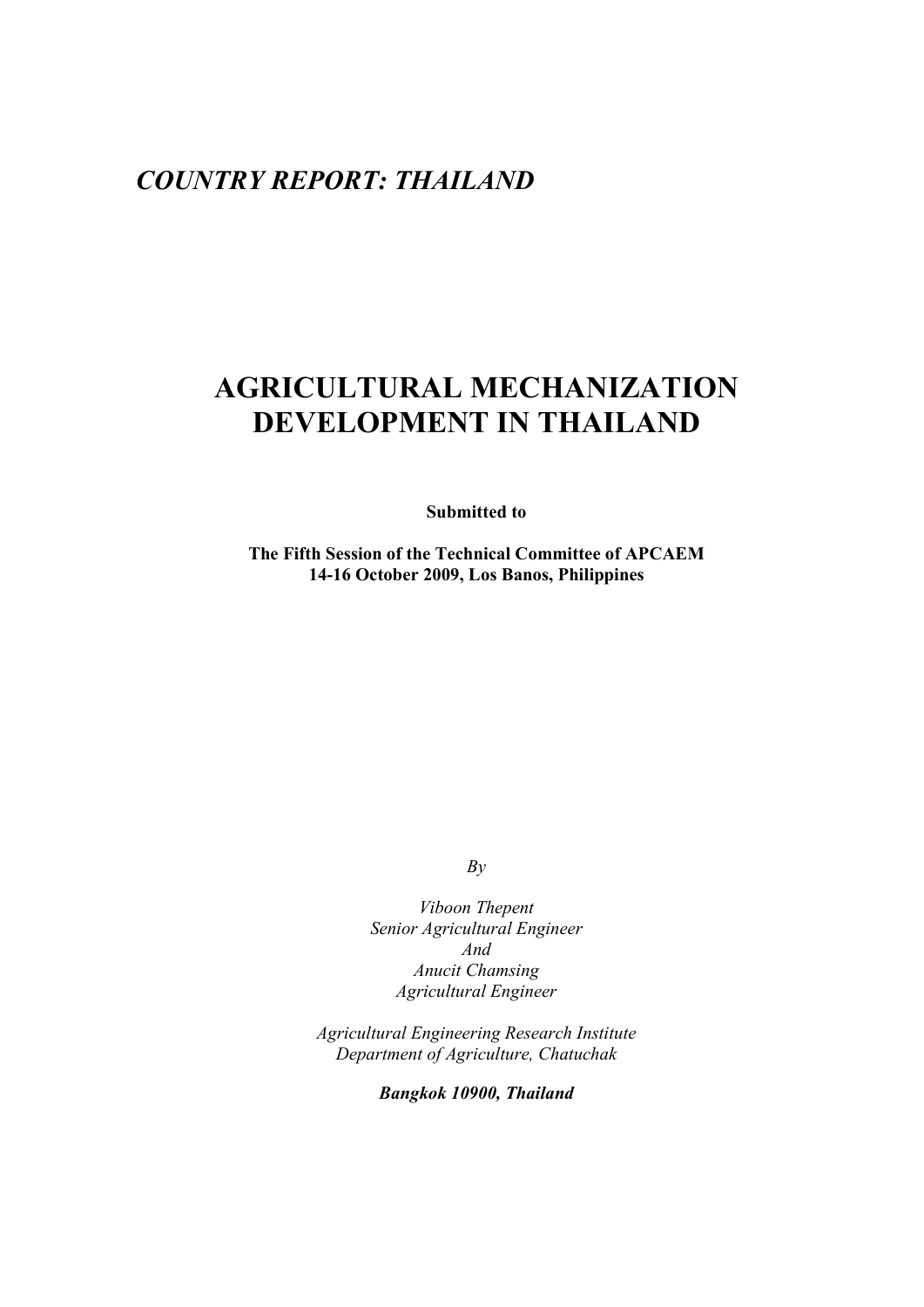*COUNTRY REPORT: THAILAND*

# AGRICULTURAL MECHANIZATION DEVELOPMENT IN THAILAND

**Submitted to**

**The Fifth Session of the Technical Committee of APCAEM**
**14-16 October 2009, Los Banos, Philippines**

*By*

*Viboon Thepent*
*Senior Agricultural Engineer*
*And*
*Anucit Chamsing*
*Agricultural Engineer*

*Agricultural Engineering Research Institute*
*Department of Agriculture, Chatuchak*

***Bangkok 10900, Thailand***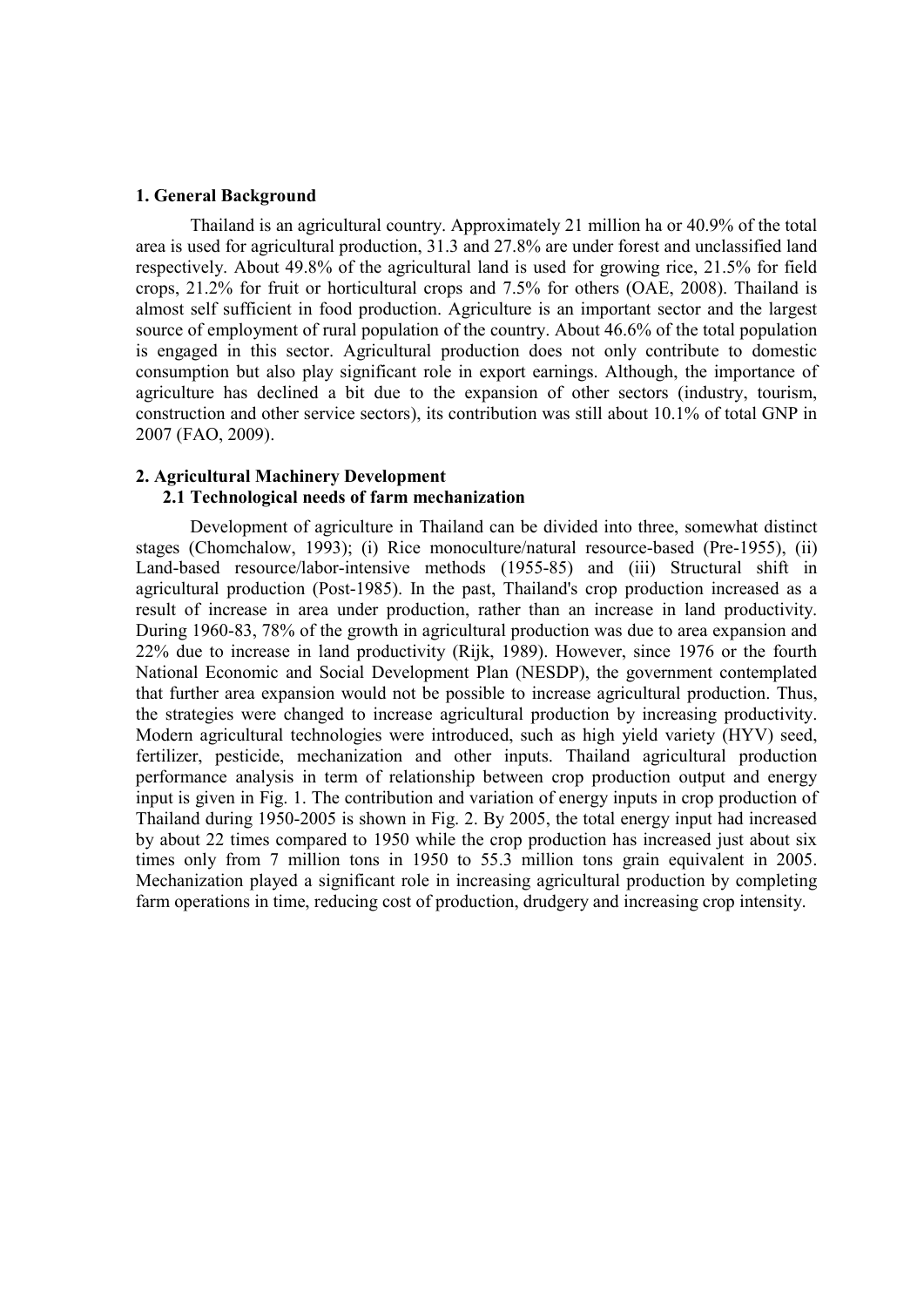## 1. General Background

Thailand is an agricultural country. Approximately 21 million ha or 40.9% of the total area is used for agricultural production, 31.3 and 27.8% are under forest and unclassified land respectively. About 49.8% of the agricultural land is used for growing rice, 21.5% for field crops, 21.2% for fruit or horticultural crops and 7.5% for others (OAE, 2008). Thailand is almost self sufficient in food production. Agriculture is an important sector and the largest source of employment of rural population of the country. About 46.6% of the total population is engaged in this sector. Agricultural production does not only contribute to domestic consumption but also play significant role in export earnings. Although, the importance of agriculture has declined a bit due to the expansion of other sectors (industry, tourism, construction and other service sectors), its contribution was still about 10.1% of total GNP in 2007 (FAO, 2009).

## 2. Agricultural Machinery Development

### 2.1 Technological needs of farm mechanization

Development of agriculture in Thailand can be divided into three, somewhat distinct stages (Chomchalow, 1993); (i) Rice monoculture/natural resource-based (Pre-1955), (ii) Land-based resource/labor-intensive methods (1955-85) and (iii) Structural shift in agricultural production (Post-1985). In the past, Thailand's crop production increased as a result of increase in area under production, rather than an increase in land productivity. During 1960-83, 78% of the growth in agricultural production was due to area expansion and 22% due to increase in land productivity (Rijk, 1989). However, since 1976 or the fourth National Economic and Social Development Plan (NESDP), the government contemplated that further area expansion would not be possible to increase agricultural production. Thus, the strategies were changed to increase agricultural production by increasing productivity. Modern agricultural technologies were introduced, such as high yield variety (HYV) seed, fertilizer, pesticide, mechanization and other inputs. Thailand agricultural production performance analysis in term of relationship between crop production output and energy input is given in Fig. 1. The contribution and variation of energy inputs in crop production of Thailand during 1950-2005 is shown in Fig. 2. By 2005, the total energy input had increased by about 22 times compared to 1950 while the crop production has increased just about six times only from 7 million tons in 1950 to 55.3 million tons grain equivalent in 2005. Mechanization played a significant role in increasing agricultural production by completing farm operations in time, reducing cost of production, drudgery and increasing crop intensity.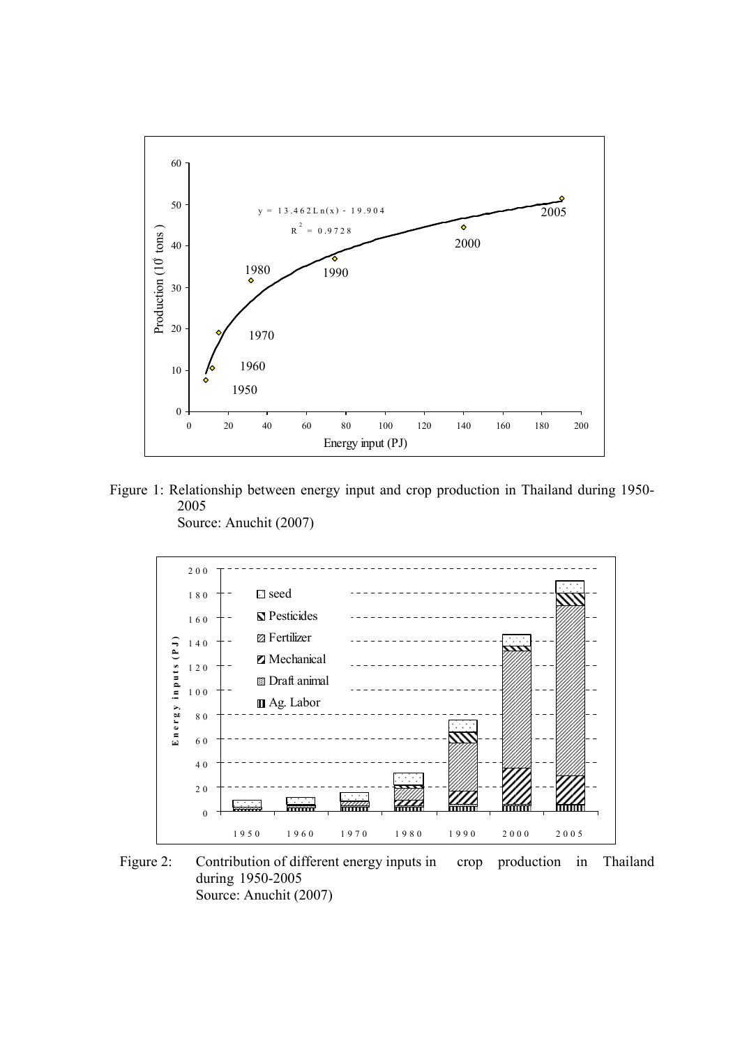Figure 1: Relationship between energy input and crop production in Thailand during 1950-2005
Source: Anuchit (2007)

Figure 2: Contribution of different energy inputs in crop production in Thailand during 1950-2005
Source: Anuchit (2007)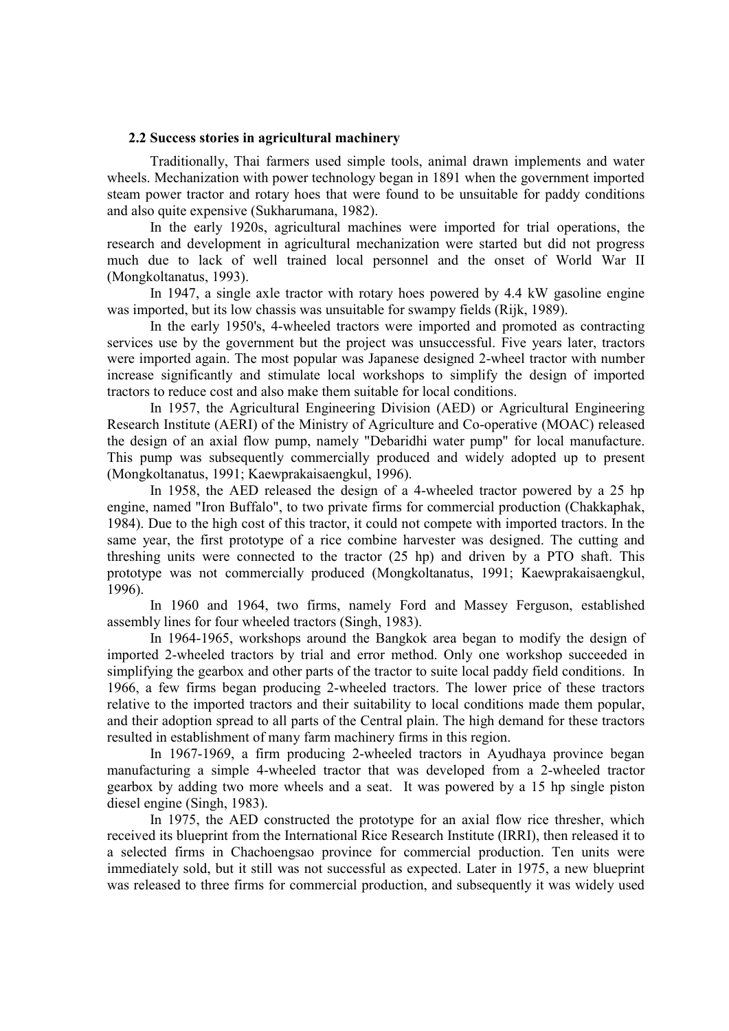### 2.2 Success stories in agricultural machinery

Traditionally, Thai farmers used simple tools, animal drawn implements and water wheels. Mechanization with power technology began in 1891 when the government imported steam power tractor and rotary hoes that were found to be unsuitable for paddy conditions and also quite expensive (Sukharumana, 1982).

In the early 1920s, agricultural machines were imported for trial operations, the research and development in agricultural mechanization were started but did not progress much due to lack of well trained local personnel and the onset of World War II (Mongkoltanatus, 1993).

In 1947, a single axle tractor with rotary hoes powered by 4.4 kW gasoline engine was imported, but its low chassis was unsuitable for swampy fields (Rijk, 1989).

In the early 1950's, 4-wheeled tractors were imported and promoted as contracting services use by the government but the project was unsuccessful. Five years later, tractors were imported again. The most popular was Japanese designed 2-wheel tractor with number increase significantly and stimulate local workshops to simplify the design of imported tractors to reduce cost and also make them suitable for local conditions.

In 1957, the Agricultural Engineering Division (AED) or Agricultural Engineering Research Institute (AERI) of the Ministry of Agriculture and Co-operative (MOAC) released the design of an axial flow pump, namely "Debaridhi water pump" for local manufacture. This pump was subsequently commercially produced and widely adopted up to present (Mongkoltanatus, 1991; Kaewprakaisaengkul, 1996).

In 1958, the AED released the design of a 4-wheeled tractor powered by a 25 hp engine, named "Iron Buffalo", to two private firms for commercial production (Chakkaphak, 1984). Due to the high cost of this tractor, it could not compete with imported tractors. In the same year, the first prototype of a rice combine harvester was designed. The cutting and threshing units were connected to the tractor (25 hp) and driven by a PTO shaft. This prototype was not commercially produced (Mongkoltanatus, 1991; Kaewprakaisaengkul, 1996).

In 1960 and 1964, two firms, namely Ford and Massey Ferguson, established assembly lines for four wheeled tractors (Singh, 1983).

In 1964-1965, workshops around the Bangkok area began to modify the design of imported 2-wheeled tractors by trial and error method. Only one workshop succeeded in simplifying the gearbox and other parts of the tractor to suite local paddy field conditions. In 1966, a few firms began producing 2-wheeled tractors. The lower price of these tractors relative to the imported tractors and their suitability to local conditions made them popular, and their adoption spread to all parts of the Central plain. The high demand for these tractors resulted in establishment of many farm machinery firms in this region.

In 1967-1969, a firm producing 2-wheeled tractors in Ayudhaya province began manufacturing a simple 4-wheeled tractor that was developed from a 2-wheeled tractor gearbox by adding two more wheels and a seat. It was powered by a 15 hp single piston diesel engine (Singh, 1983).

In 1975, the AED constructed the prototype for an axial flow rice thresher, which received its blueprint from the International Rice Research Institute (IRRI), then released it to a selected firms in Chachoengsao province for commercial production. Ten units were immediately sold, but it still was not successful as expected. Later in 1975, a new blueprint was released to three firms for commercial production, and subsequently it was widely used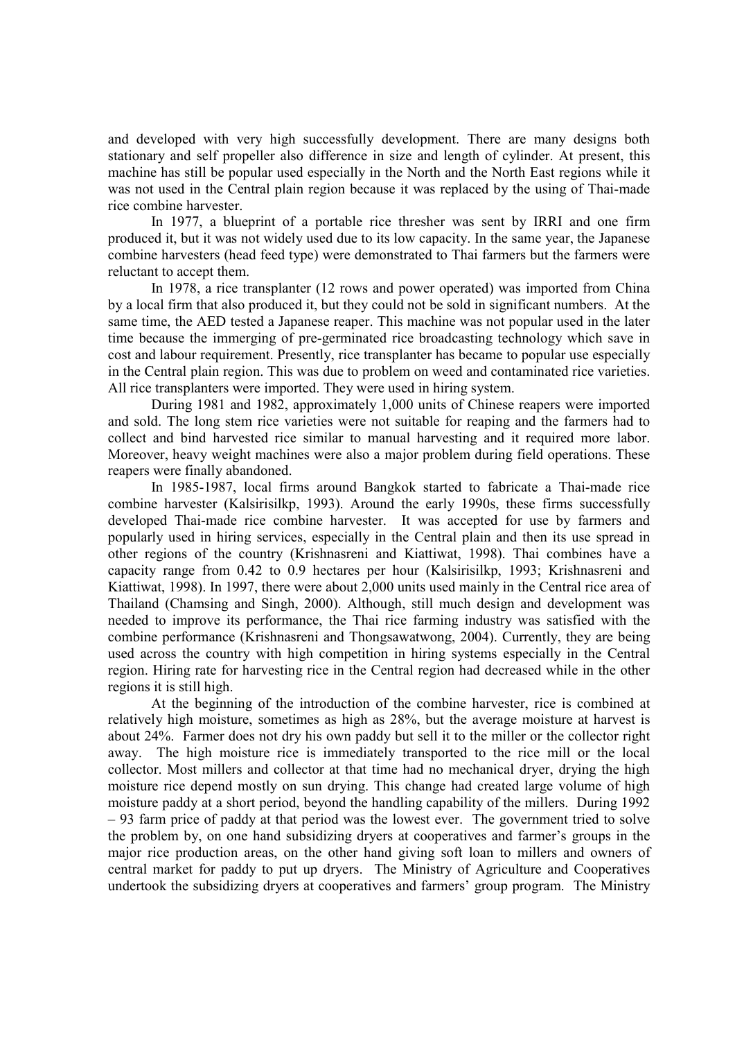and developed with very high successfully development. There are many designs both stationary and self propeller also difference in size and length of cylinder. At present, this machine has still be popular used especially in the North and the North East regions while it was not used in the Central plain region because it was replaced by the using of Thai-made rice combine harvester.

In 1977, a blueprint of a portable rice thresher was sent by IRRI and one firm produced it, but it was not widely used due to its low capacity. In the same year, the Japanese combine harvesters (head feed type) were demonstrated to Thai farmers but the farmers were reluctant to accept them.

In 1978, a rice transplanter (12 rows and power operated) was imported from China by a local firm that also produced it, but they could not be sold in significant numbers. At the same time, the AED tested a Japanese reaper. This machine was not popular used in the later time because the immerging of pre-germinated rice broadcasting technology which save in cost and labour requirement. Presently, rice transplanter has became to popular use especially in the Central plain region. This was due to problem on weed and contaminated rice varieties. All rice transplanters were imported. They were used in hiring system.

During 1981 and 1982, approximately 1,000 units of Chinese reapers were imported and sold. The long stem rice varieties were not suitable for reaping and the farmers had to collect and bind harvested rice similar to manual harvesting and it required more labor. Moreover, heavy weight machines were also a major problem during field operations. These reapers were finally abandoned.

In 1985-1987, local firms around Bangkok started to fabricate a Thai-made rice combine harvester (Kalsirisilkp, 1993). Around the early 1990s, these firms successfully developed Thai-made rice combine harvester. It was accepted for use by farmers and popularly used in hiring services, especially in the Central plain and then its use spread in other regions of the country (Krishnasreni and Kiattiwat, 1998). Thai combines have a capacity range from 0.42 to 0.9 hectares per hour (Kalsirisilkp, 1993; Krishnasreni and Kiattiwat, 1998). In 1997, there were about 2,000 units used mainly in the Central rice area of Thailand (Chamsing and Singh, 2000). Although, still much design and development was needed to improve its performance, the Thai rice farming industry was satisfied with the combine performance (Krishnasreni and Thongsawatwong, 2004). Currently, they are being used across the country with high competition in hiring systems especially in the Central region. Hiring rate for harvesting rice in the Central region had decreased while in the other regions it is still high.

At the beginning of the introduction of the combine harvester, rice is combined at relatively high moisture, sometimes as high as 28%, but the average moisture at harvest is about 24%. Farmer does not dry his own paddy but sell it to the miller or the collector right away. The high moisture rice is immediately transported to the rice mill or the local collector. Most millers and collector at that time had no mechanical dryer, drying the high moisture rice depend mostly on sun drying. This change had created large volume of high moisture paddy at a short period, beyond the handling capability of the millers. During 1992 – 93 farm price of paddy at that period was the lowest ever. The government tried to solve the problem by, on one hand subsidizing dryers at cooperatives and farmer's groups in the major rice production areas, on the other hand giving soft loan to millers and owners of central market for paddy to put up dryers. The Ministry of Agriculture and Cooperatives undertook the subsidizing dryers at cooperatives and farmers' group program. The Ministry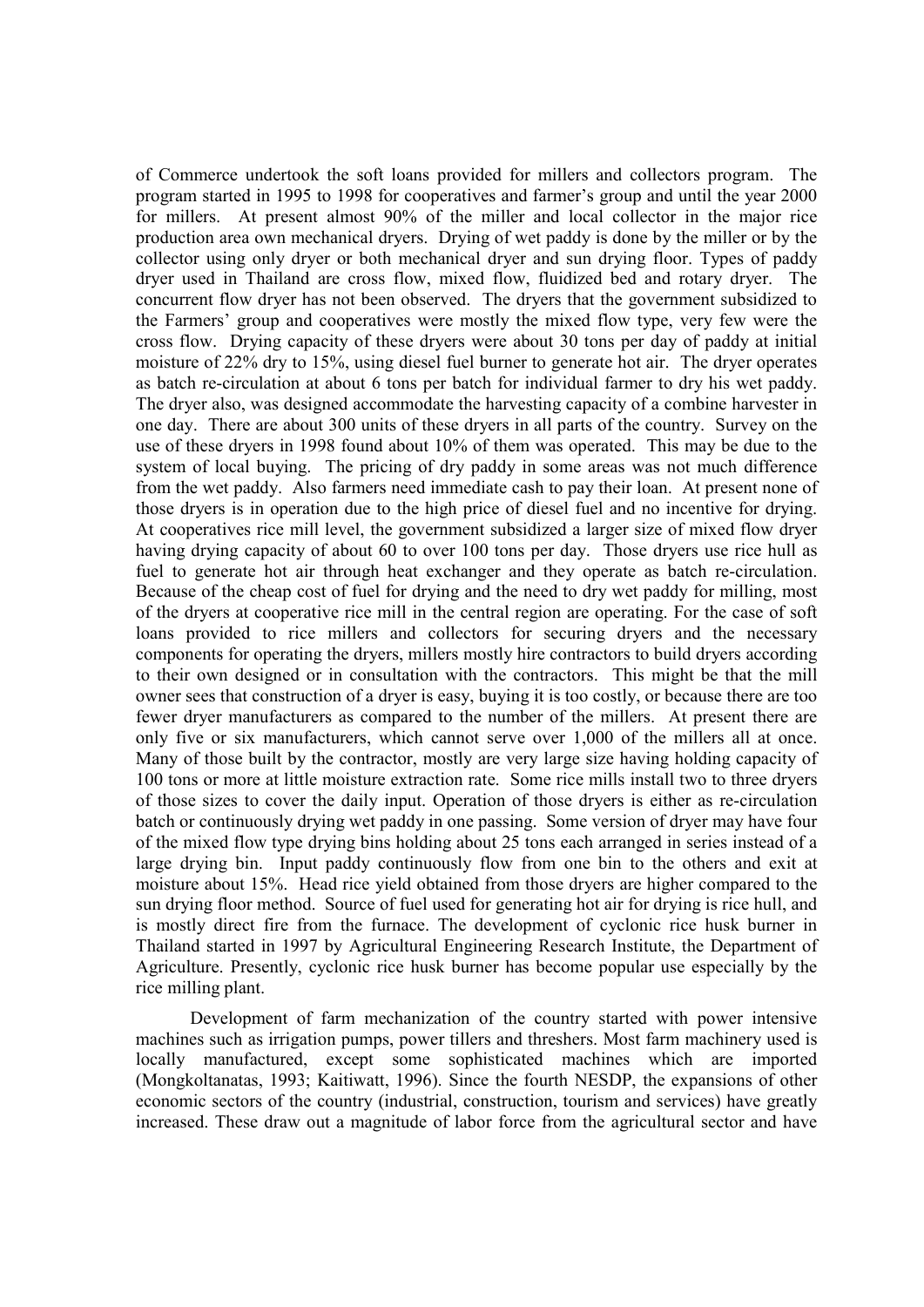of Commerce undertook the soft loans provided for millers and collectors program. The program started in 1995 to 1998 for cooperatives and farmer's group and until the year 2000 for millers. At present almost 90% of the miller and local collector in the major rice production area own mechanical dryers. Drying of wet paddy is done by the miller or by the collector using only dryer or both mechanical dryer and sun drying floor. Types of paddy dryer used in Thailand are cross flow, mixed flow, fluidized bed and rotary dryer. The concurrent flow dryer has not been observed. The dryers that the government subsidized to the Farmers' group and cooperatives were mostly the mixed flow type, very few were the cross flow. Drying capacity of these dryers were about 30 tons per day of paddy at initial moisture of 22% dry to 15%, using diesel fuel burner to generate hot air. The dryer operates as batch re-circulation at about 6 tons per batch for individual farmer to dry his wet paddy. The dryer also, was designed accommodate the harvesting capacity of a combine harvester in one day. There are about 300 units of these dryers in all parts of the country. Survey on the use of these dryers in 1998 found about 10% of them was operated. This may be due to the system of local buying. The pricing of dry paddy in some areas was not much difference from the wet paddy. Also farmers need immediate cash to pay their loan. At present none of those dryers is in operation due to the high price of diesel fuel and no incentive for drying. At cooperatives rice mill level, the government subsidized a larger size of mixed flow dryer having drying capacity of about 60 to over 100 tons per day. Those dryers use rice hull as fuel to generate hot air through heat exchanger and they operate as batch re-circulation. Because of the cheap cost of fuel for drying and the need to dry wet paddy for milling, most of the dryers at cooperative rice mill in the central region are operating. For the case of soft loans provided to rice millers and collectors for securing dryers and the necessary components for operating the dryers, millers mostly hire contractors to build dryers according to their own designed or in consultation with the contractors. This might be that the mill owner sees that construction of a dryer is easy, buying it is too costly, or because there are too fewer dryer manufacturers as compared to the number of the millers. At present there are only five or six manufacturers, which cannot serve over 1,000 of the millers all at once. Many of those built by the contractor, mostly are very large size having holding capacity of 100 tons or more at little moisture extraction rate. Some rice mills install two to three dryers of those sizes to cover the daily input. Operation of those dryers is either as re-circulation batch or continuously drying wet paddy in one passing. Some version of dryer may have four of the mixed flow type drying bins holding about 25 tons each arranged in series instead of a large drying bin. Input paddy continuously flow from one bin to the others and exit at moisture about 15%. Head rice yield obtained from those dryers are higher compared to the sun drying floor method. Source of fuel used for generating hot air for drying is rice hull, and is mostly direct fire from the furnace. The development of cyclonic rice husk burner in Thailand started in 1997 by Agricultural Engineering Research Institute, the Department of Agriculture. Presently, cyclonic rice husk burner has become popular use especially by the rice milling plant.

Development of farm mechanization of the country started with power intensive machines such as irrigation pumps, power tillers and threshers. Most farm machinery used is locally manufactured, except some sophisticated machines which are imported (Mongkoltanatas, 1993; Kaitiwatt, 1996). Since the fourth NESDP, the expansions of other economic sectors of the country (industrial, construction, tourism and services) have greatly increased. These draw out a magnitude of labor force from the agricultural sector and have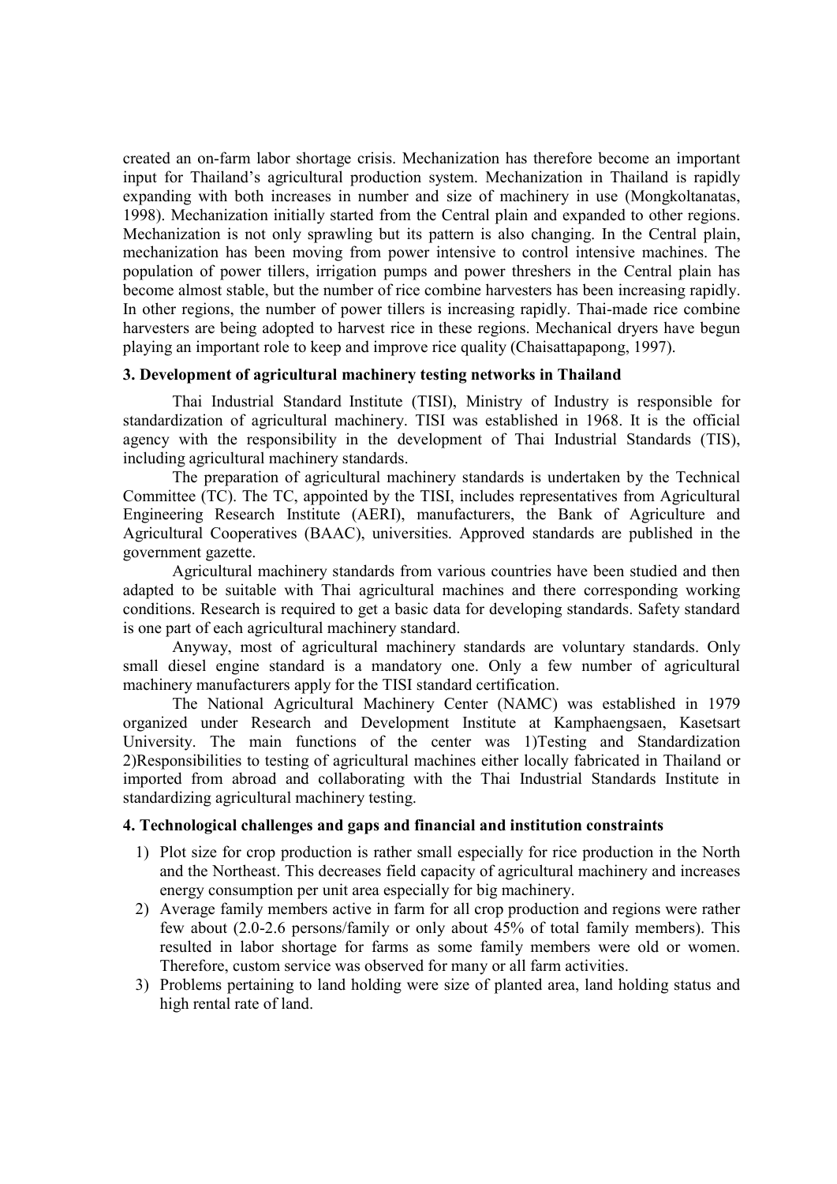created an on-farm labor shortage crisis. Mechanization has therefore become an important input for Thailand's agricultural production system. Mechanization in Thailand is rapidly expanding with both increases in number and size of machinery in use (Mongkoltanatas, 1998). Mechanization initially started from the Central plain and expanded to other regions. Mechanization is not only sprawling but its pattern is also changing. In the Central plain, mechanization has been moving from power intensive to control intensive machines. The population of power tillers, irrigation pumps and power threshers in the Central plain has become almost stable, but the number of rice combine harvesters has been increasing rapidly. In other regions, the number of power tillers is increasing rapidly. Thai-made rice combine harvesters are being adopted to harvest rice in these regions. Mechanical dryers have begun playing an important role to keep and improve rice quality (Chaisattapapong, 1997).

### 3. Development of agricultural machinery testing networks in Thailand

Thai Industrial Standard Institute (TISI), Ministry of Industry is responsible for standardization of agricultural machinery. TISI was established in 1968. It is the official agency with the responsibility in the development of Thai Industrial Standards (TIS), including agricultural machinery standards.

The preparation of agricultural machinery standards is undertaken by the Technical Committee (TC). The TC, appointed by the TISI, includes representatives from Agricultural Engineering Research Institute (AERI), manufacturers, the Bank of Agriculture and Agricultural Cooperatives (BAAC), universities. Approved standards are published in the government gazette.

Agricultural machinery standards from various countries have been studied and then adapted to be suitable with Thai agricultural machines and there corresponding working conditions. Research is required to get a basic data for developing standards. Safety standard is one part of each agricultural machinery standard.

Anyway, most of agricultural machinery standards are voluntary standards. Only small diesel engine standard is a mandatory one. Only a few number of agricultural machinery manufacturers apply for the TISI standard certification.

The National Agricultural Machinery Center (NAMC) was established in 1979 organized under Research and Development Institute at Kamphaengsaen, Kasetsart University. The main functions of the center was 1)Testing and Standardization 2)Responsibilities to testing of agricultural machines either locally fabricated in Thailand or imported from abroad and collaborating with the Thai Industrial Standards Institute in standardizing agricultural machinery testing.

### 4. Technological challenges and gaps and financial and institution constraints

1) Plot size for crop production is rather small especially for rice production in the North and the Northeast. This decreases field capacity of agricultural machinery and increases energy consumption per unit area especially for big machinery.
2) Average family members active in farm for all crop production and regions were rather few about (2.0-2.6 persons/family or only about 45% of total family members). This resulted in labor shortage for farms as some family members were old or women. Therefore, custom service was observed for many or all farm activities.
3) Problems pertaining to land holding were size of planted area, land holding status and high rental rate of land.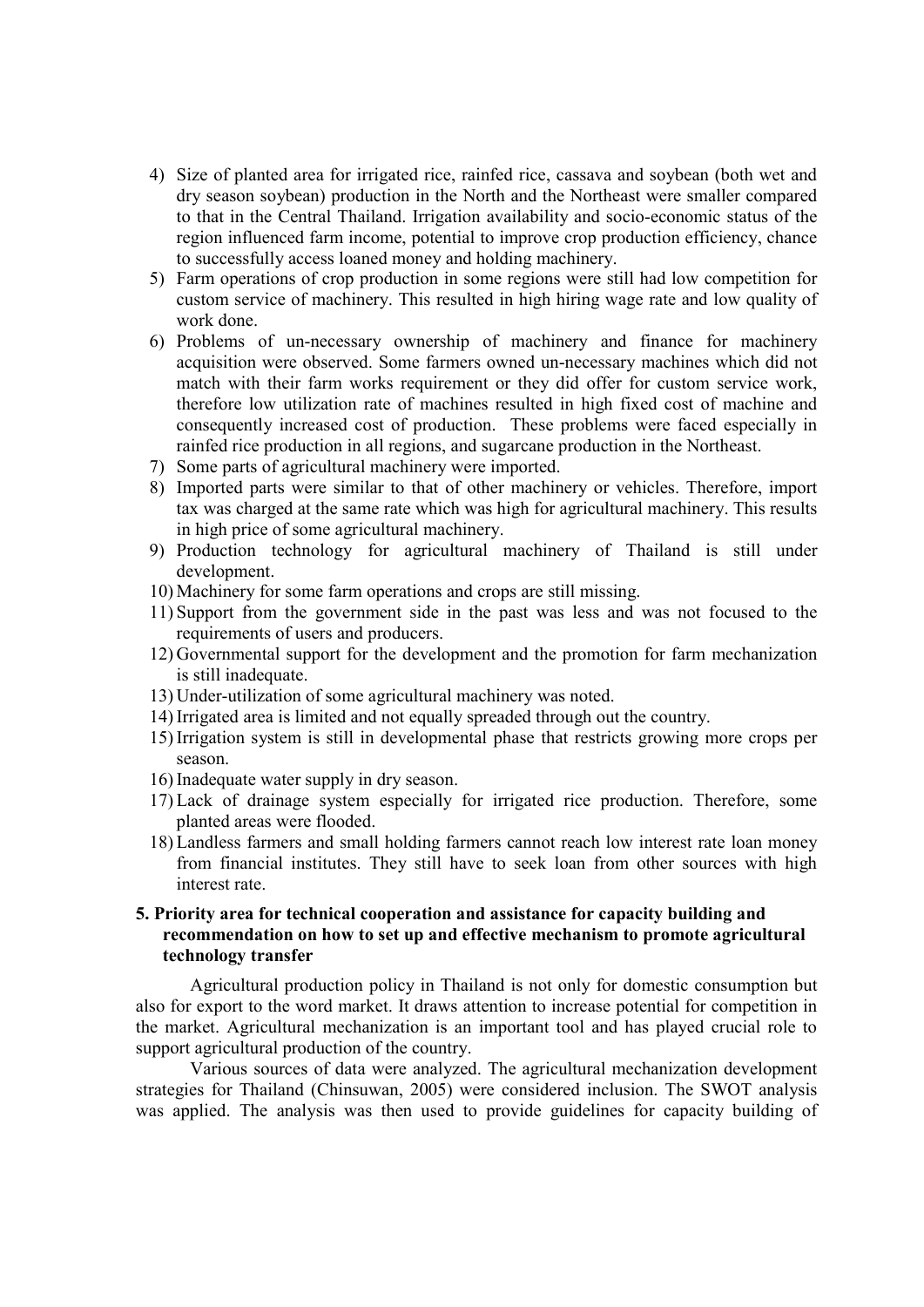4) Size of planted area for irrigated rice, rainfed rice, cassava and soybean (both wet and dry season soybean) production in the North and the Northeast were smaller compared to that in the Central Thailand. Irrigation availability and socio-economic status of the region influenced farm income, potential to improve crop production efficiency, chance to successfully access loaned money and holding machinery.
5) Farm operations of crop production in some regions were still had low competition for custom service of machinery. This resulted in high hiring wage rate and low quality of work done.
6) Problems of un-necessary ownership of machinery and finance for machinery acquisition were observed. Some farmers owned un-necessary machines which did not match with their farm works requirement or they did offer for custom service work, therefore low utilization rate of machines resulted in high fixed cost of machine and consequently increased cost of production. These problems were faced especially in rainfed rice production in all regions, and sugarcane production in the Northeast.
7) Some parts of agricultural machinery were imported.
8) Imported parts were similar to that of other machinery or vehicles. Therefore, import tax was charged at the same rate which was high for agricultural machinery. This results in high price of some agricultural machinery.
9) Production technology for agricultural machinery of Thailand is still under development.
10) Machinery for some farm operations and crops are still missing.
11) Support from the government side in the past was less and was not focused to the requirements of users and producers.
12) Governmental support for the development and the promotion for farm mechanization is still inadequate.
13) Under-utilization of some agricultural machinery was noted.
14) Irrigated area is limited and not equally spreaded through out the country.
15) Irrigation system is still in developmental phase that restricts growing more crops per season.
16) Inadequate water supply in dry season.
17) Lack of drainage system especially for irrigated rice production. Therefore, some planted areas were flooded.
18) Landless farmers and small holding farmers cannot reach low interest rate loan money from financial institutes. They still have to seek loan from other sources with high interest rate.

## 5. Priority area for technical cooperation and assistance for capacity building and recommendation on how to set up and effective mechanism to promote agricultural technology transfer

Agricultural production policy in Thailand is not only for domestic consumption but also for export to the word market. It draws attention to increase potential for competition in the market. Agricultural mechanization is an important tool and has played crucial role to support agricultural production of the country.

Various sources of data were analyzed. The agricultural mechanization development strategies for Thailand (Chinsuwan, 2005) were considered inclusion. The SWOT analysis was applied. The analysis was then used to provide guidelines for capacity building of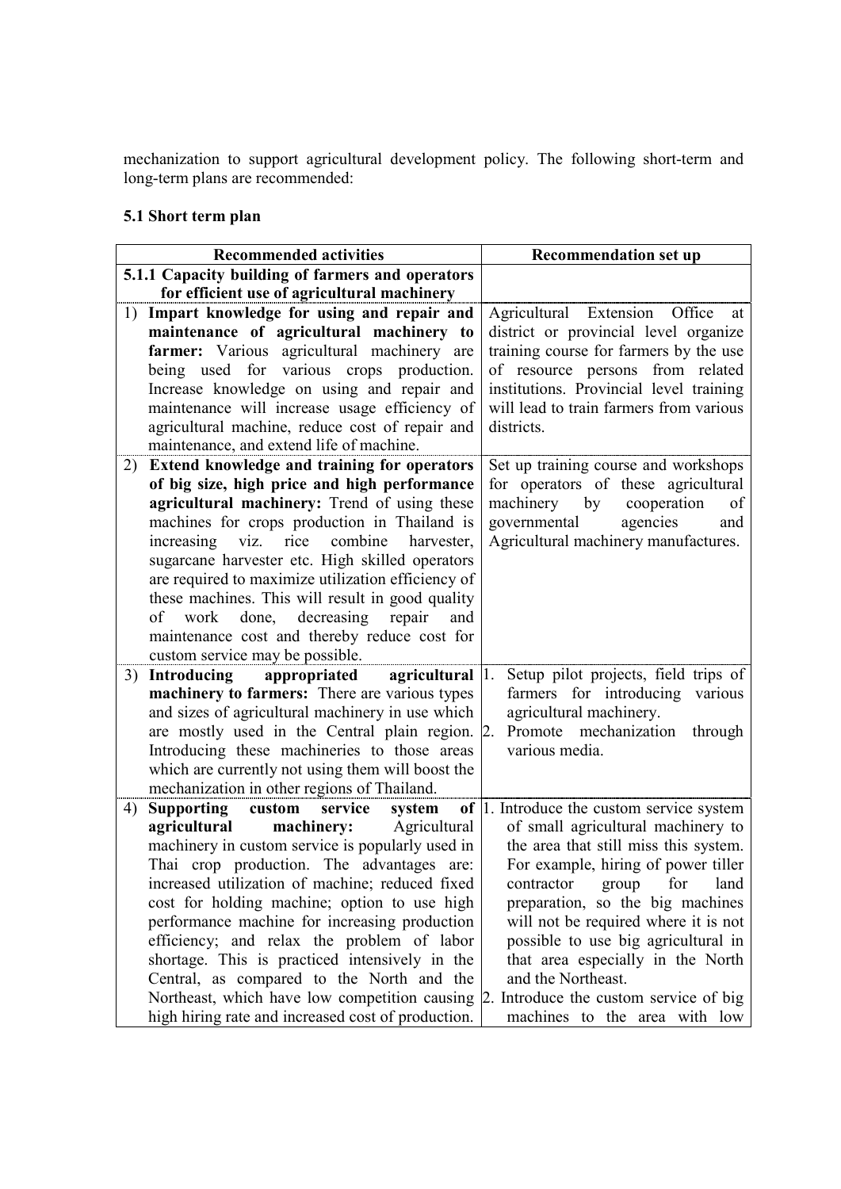mechanization to support agricultural development policy. The following short-term and long-term plans are recommended:

### 5.1 Short term plan

| Recommended activities | Recommendation set up |
|---|---|
| **5.1.1 Capacity building of farmers and operators for efficient use of agricultural machinery** | |
| 1) **Impart knowledge for using and repair and maintenance of agricultural machinery to farmer:** Various agricultural machinery are being used for various crops production. Increase knowledge on using and repair and maintenance will increase usage efficiency of agricultural machine, reduce cost of repair and maintenance, and extend life of machine. | Agricultural Extension Office at district or provincial level organize training course for farmers by the use of resource persons from related institutions. Provincial level training will lead to train farmers from various districts. |
| 2) **Extend knowledge and training for operators of big size, high price and high performance agricultural machinery:** Trend of using these machines for crops production in Thailand is increasing viz. rice combine harvester, sugarcane harvester etc. High skilled operators are required to maximize utilization efficiency of these machines. This will result in good quality of work done, decreasing repair and maintenance cost and thereby reduce cost for custom service may be possible. | Set up training course and workshops for operators of these agricultural machinery by cooperation of governmental agencies and Agricultural machinery manufactures. |
| 3) **Introducing appropriated agricultural machinery to farmers:** There are various types and sizes of agricultural machinery in use which are mostly used in the Central plain region. Introducing these machineries to those areas which are currently not using them will boost the mechanization in other regions of Thailand. | 1. Setup pilot projects, field trips of farmers for introducing various agricultural machinery.<br>2. Promote mechanization through various media. |
| 4) **Supporting custom service system of agricultural machinery:** Agricultural machinery in custom service is popularly used in Thai crop production. The advantages are: increased utilization of machine; reduced fixed cost for holding machine; option to use high performance machine for increasing production efficiency; and relax the problem of labor shortage. This is practiced intensively in the Central, as compared to the North and the Northeast, which have low competition causing high hiring rate and increased cost of production. | 1. Introduce the custom service system of small agricultural machinery to the area that still miss this system. For example, hiring of power tiller contractor group for land preparation, so the big machines will not be required where it is not possible to use big agricultural in that area especially in the North and the Northeast.<br>2. Introduce the custom service of big machines to the area with low |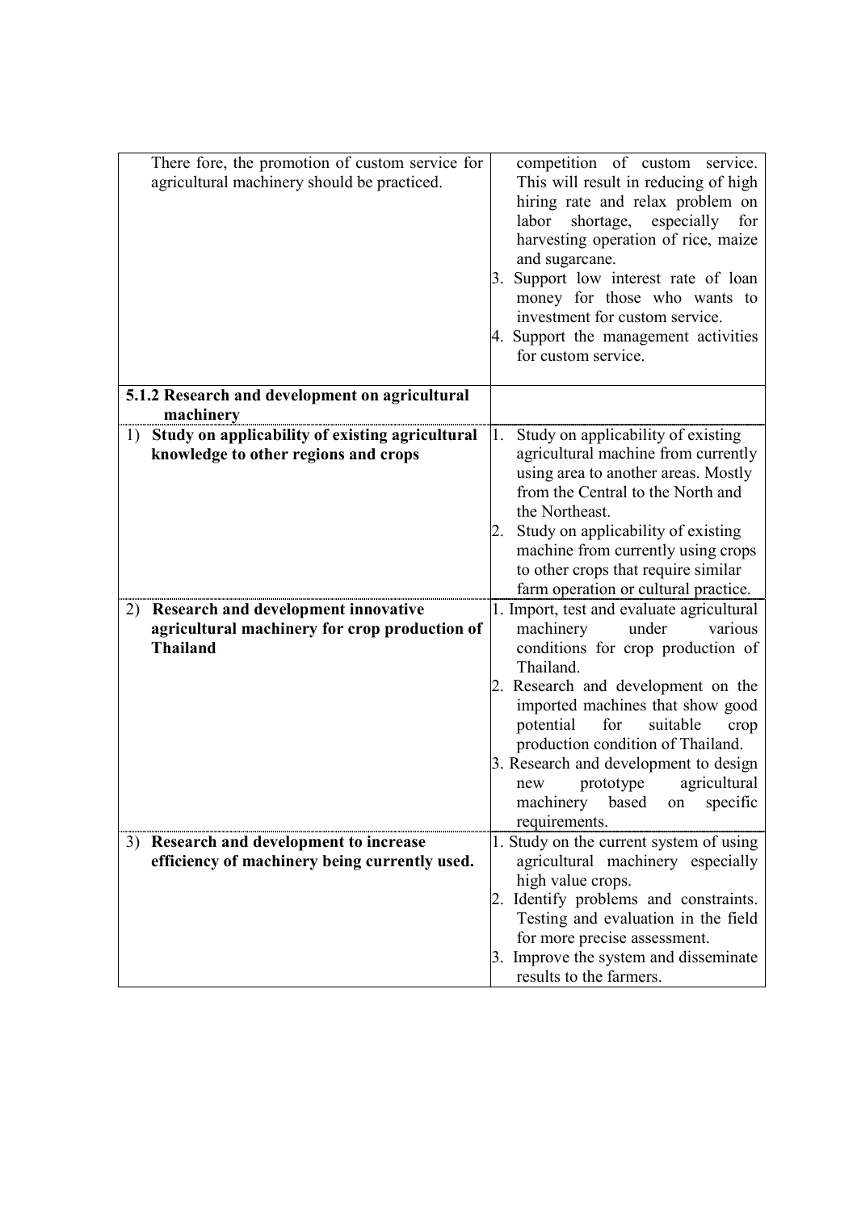| | |
|---|---|
| There fore, the promotion of custom service for agricultural machinery should be practiced. | competition of custom service. This will result in reducing of high hiring rate and relax problem on labor shortage, especially for harvesting operation of rice, maize and sugarcane.<br>3. Support low interest rate of loan money for those who wants to investment for custom service.<br>4. Support the management activities for custom service. |
| **5.1.2 Research and development on agricultural machinery** | |
| 1) **Study on applicability of existing agricultural knowledge to other regions and crops** | 1. Study on applicability of existing agricultural machine from currently using area to another areas. Mostly from the Central to the North and the Northeast.<br>2. Study on applicability of existing machine from currently using crops to other crops that require similar farm operation or cultural practice. |
| 2) **Research and development innovative agricultural machinery for crop production of Thailand** | 1. Import, test and evaluate agricultural machinery under various conditions for crop production of Thailand.<br>2. Research and development on the imported machines that show good potential for suitable crop production condition of Thailand.<br>3. Research and development to design new prototype agricultural machinery based on specific requirements. |
| 3) **Research and development to increase efficiency of machinery being currently used.** | 1. Study on the current system of using agricultural machinery especially high value crops.<br>2. Identify problems and constraints. Testing and evaluation in the field for more precise assessment.<br>3. Improve the system and disseminate results to the farmers. |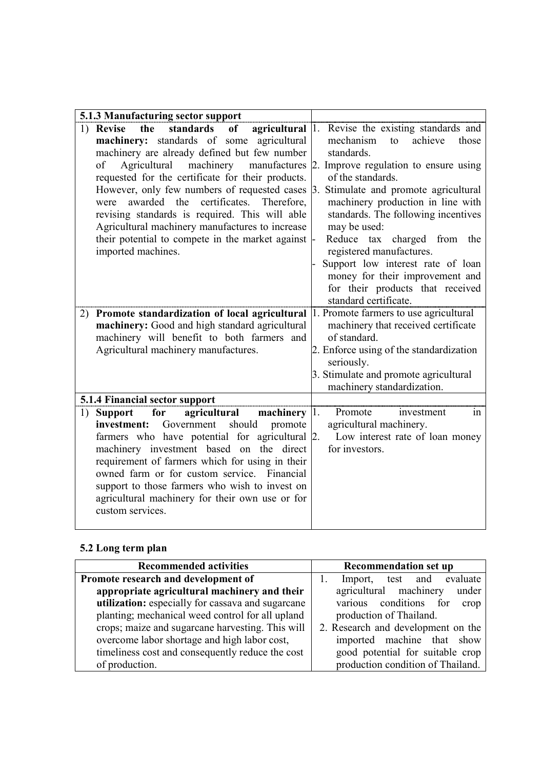| 5.1.3 Manufacturing sector support | |
|---|---|
| 1) **Revise the standards of agricultural machinery:** standards of some agricultural machinery are already defined but few number of Agricultural machinery manufactures requested for the certificate for their products. However, only few numbers of requested cases were awarded the certificates. Therefore, revising standards is required. This will able Agricultural machinery manufactures to increase their potential to compete in the market against imported machines. | 1. Revise the existing standards and mechanism to achieve those standards.<br>2. Improve regulation to ensure using of the standards.<br>3. Stimulate and promote agricultural machinery production in line with standards. The following incentives may be used:<br>- Reduce tax charged from the registered manufactures.<br>- Support low interest rate of loan money for their improvement and for their products that received standard certificate. |
| 2) **Promote standardization of local agricultural machinery:** Good and high standard agricultural machinery will benefit to both farmers and Agricultural machinery manufactures. | 1. Promote farmers to use agricultural machinery that received certificate of standard.<br>2. Enforce using of the standardization seriously.<br>3. Stimulate and promote agricultural machinery standardization. |
| **5.1.4 Financial sector support** | |
| 1) **Support for agricultural machinery investment:** Government should promote farmers who have potential for agricultural machinery investment based on the direct requirement of farmers which for using in their owned farm or for custom service. Financial support to those farmers who wish to invest on agricultural machinery for their own use or for custom services. | 1. Promote investment in agricultural machinery.<br>2. Low interest rate of loan money for investors. |

### 5.2 Long term plan

| Recommended activities | Recommendation set up |
|---|---|
| **Promote research and development of appropriate agricultural machinery and their utilization:** especially for cassava and sugarcane planting; mechanical weed control for all upland crops; maize and sugarcane harvesting. This will overcome labor shortage and high labor cost, timeliness cost and consequently reduce the cost of production. | 1. Import, test and evaluate agricultural machinery under various conditions for crop production of Thailand.<br>2. Research and development on the imported machine that show good potential for suitable crop production condition of Thailand. |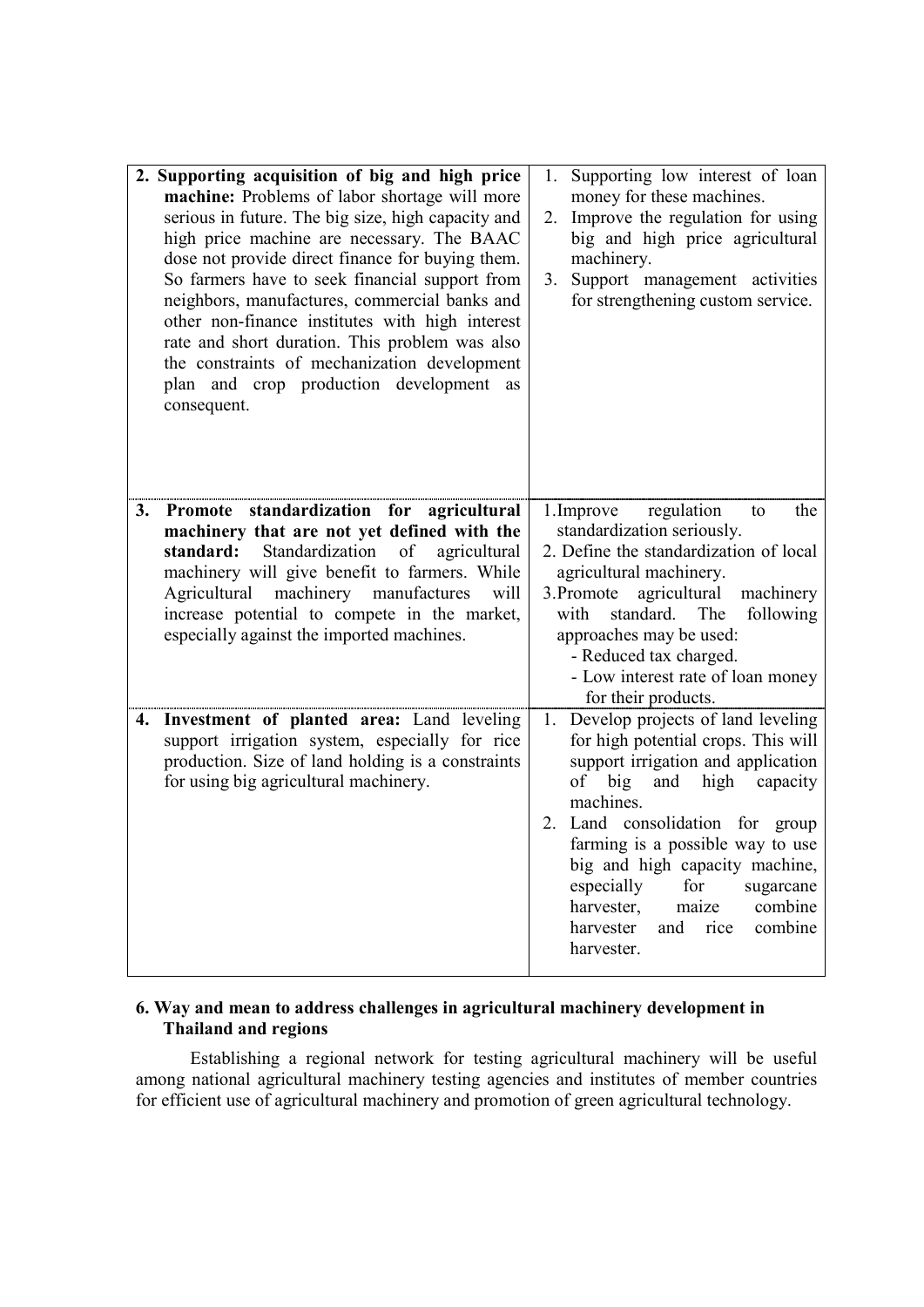| | |
|---|---|
| **2. Supporting acquisition of big and high price machine:** Problems of labor shortage will more serious in future. The big size, high capacity and high price machine are necessary. The BAAC dose not provide direct finance for buying them. So farmers have to seek financial support from neighbors, manufactures, commercial banks and other non-finance institutes with high interest rate and short duration. This problem was also the constraints of mechanization development plan and crop production development as consequent. | 1. Supporting low interest of loan money for these machines.<br>2. Improve the regulation for using big and high price agricultural machinery.<br>3. Support management activities for strengthening custom service. |
| **3. Promote standardization for agricultural machinery that are not yet defined with the standard:** Standardization of agricultural machinery will give benefit to farmers. While Agricultural machinery manufactures will increase potential to compete in the market, especially against the imported machines. | 1. Improve regulation to the standardization seriously.<br>2. Define the standardization of local agricultural machinery.<br>3. Promote agricultural machinery with standard. The following approaches may be used:<br>- Reduced tax charged.<br>- Low interest rate of loan money for their products. |
| **4. Investment of planted area:** Land leveling support irrigation system, especially for rice production. Size of land holding is a constraints for using big agricultural machinery. | 1. Develop projects of land leveling for high potential crops. This will support irrigation and application of big and high capacity machines.<br>2. Land consolidation for group farming is a possible way to use big and high capacity machine, especially for sugarcane harvester, maize combine harvester and rice combine harvester. |

**6. Way and mean to address challenges in agricultural machinery development in Thailand and regions**

Establishing a regional network for testing agricultural machinery will be useful among national agricultural machinery testing agencies and institutes of member countries for efficient use of agricultural machinery and promotion of green agricultural technology.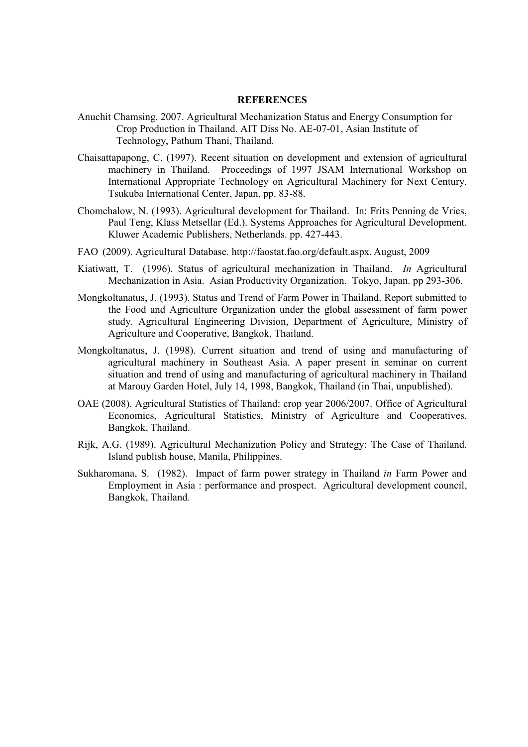## REFERENCES

Anuchit Chamsing. 2007. Agricultural Mechanization Status and Energy Consumption for Crop Production in Thailand. AIT Diss No. AE-07-01, Asian Institute of Technology, Pathum Thani, Thailand.

Chaisattapapong, C. (1997). Recent situation on development and extension of agricultural machinery in Thailand. Proceedings of 1997 JSAM International Workshop on International Appropriate Technology on Agricultural Machinery for Next Century. Tsukuba International Center, Japan, pp. 83-88.

Chomchalow, N. (1993). Agricultural development for Thailand. In: Frits Penning de Vries, Paul Teng, Klass Metsellar (Ed.). Systems Approaches for Agricultural Development. Kluwer Academic Publishers, Netherlands. pp. 427-443.

FAO (2009). Agricultural Database. http://faostat.fao.org/default.aspx. August, 2009

Kiatiwatt, T. (1996). Status of agricultural mechanization in Thailand. *In* Agricultural Mechanization in Asia. Asian Productivity Organization. Tokyo, Japan. pp 293-306.

Mongkoltanatus, J. (1993). Status and Trend of Farm Power in Thailand. Report submitted to the Food and Agriculture Organization under the global assessment of farm power study. Agricultural Engineering Division, Department of Agriculture, Ministry of Agriculture and Cooperative, Bangkok, Thailand.

Mongkoltanatus, J. (1998). Current situation and trend of using and manufacturing of agricultural machinery in Southeast Asia. A paper present in seminar on current situation and trend of using and manufacturing of agricultural machinery in Thailand at Marouy Garden Hotel, July 14, 1998, Bangkok, Thailand (in Thai, unpublished).

OAE (2008). Agricultural Statistics of Thailand: crop year 2006/2007. Office of Agricultural Economics, Agricultural Statistics, Ministry of Agriculture and Cooperatives. Bangkok, Thailand.

Rijk, A.G. (1989). Agricultural Mechanization Policy and Strategy: The Case of Thailand. Island publish house, Manila, Philippines.

Sukharomana, S. (1982). Impact of farm power strategy in Thailand *in* Farm Power and Employment in Asia : performance and prospect. Agricultural development council, Bangkok, Thailand.